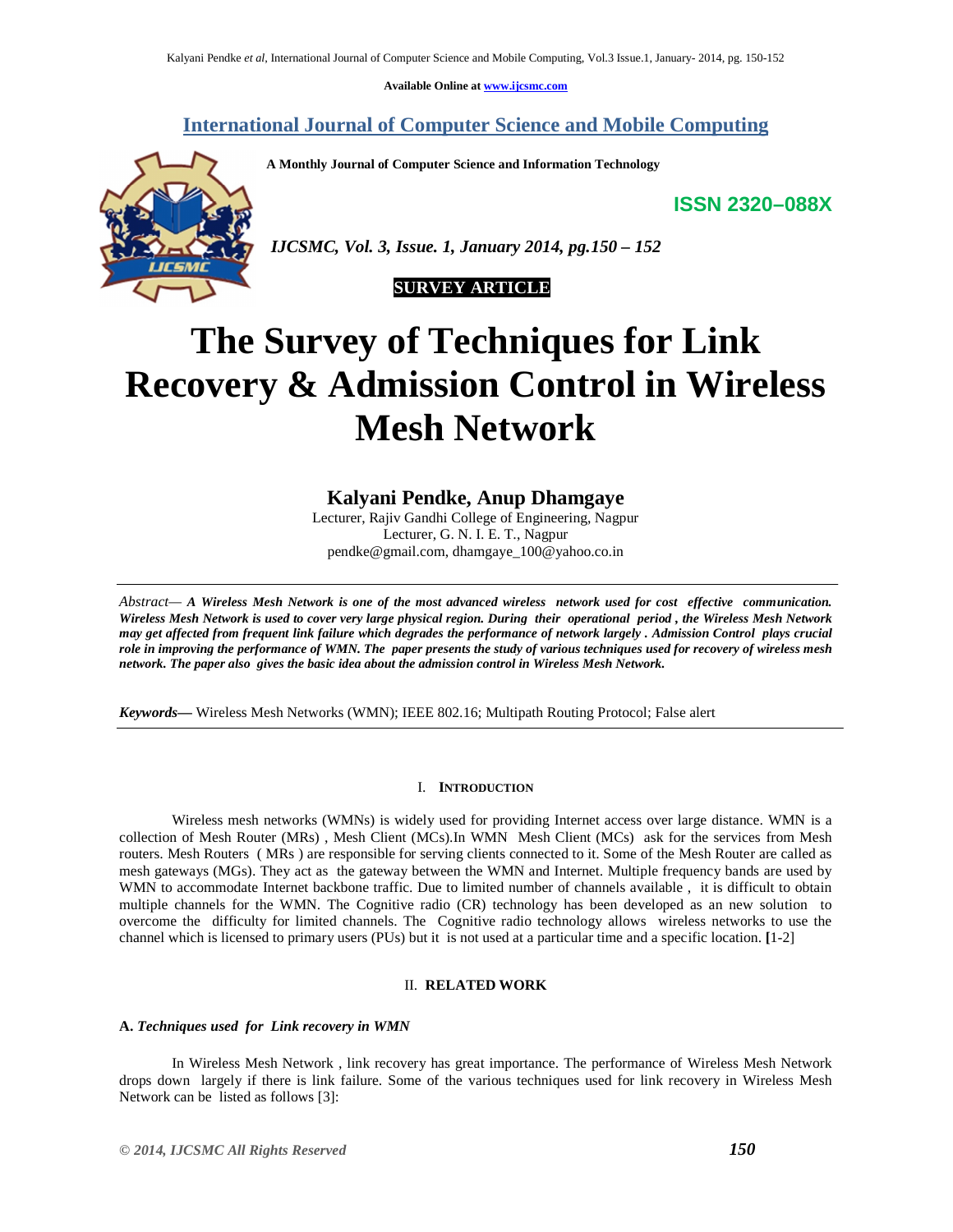Available Online at www.ijcsmc.com

# International Journal of Computer Science and Mobile Computing

**A Monthly Journal of Computer Science and Information Technology**

**ISSN 2320–088X**

*IJCSMC, Vol. 3, Issue. 1, January 2014, pg.150 – 152*

**SURVEY ARTICLE**

# The Survey of Techniques for Link Recovery & Admission Control in Wireless Mesh Network

## Kalyani Pendke, Anup Dhamgaye

Lecturer, Rajiv Gandhi College of Engineering, Nagpur
Lecturer, G. N. I. E. T., Nagpur
pendke@gmail.com, dhamgaye_100@yahoo.co.in

*Abstract—* ***A Wireless Mesh Network is one of the most advanced wireless network used for cost effective communication. Wireless Mesh Network is used to cover very large physical region. During their operational period , the Wireless Mesh Network may get affected from frequent link failure which degrades the performance of network largely . Admission Control plays crucial role in improving the performance of WMN. The paper presents the study of various techniques used for recovery of wireless mesh network. The paper also gives the basic idea about the admission control in Wireless Mesh Network.***

***Keywords—*** Wireless Mesh Networks (WMN); IEEE 802.16; Multipath Routing Protocol; False alert

## I. INTRODUCTION

Wireless mesh networks (WMNs) is widely used for providing Internet access over large distance. WMN is a collection of Mesh Router (MRs) , Mesh Client (MCs).In WMN Mesh Client (MCs) ask for the services from Mesh routers. Mesh Routers ( MRs ) are responsible for serving clients connected to it. Some of the Mesh Router are called as mesh gateways (MGs). They act as the gateway between the WMN and Internet. Multiple frequency bands are used by WMN to accommodate Internet backbone traffic. Due to limited number of channels available , it is difficult to obtain multiple channels for the WMN. The Cognitive radio (CR) technology has been developed as an new solution to overcome the difficulty for limited channels. The Cognitive radio technology allows wireless networks to use the channel which is licensed to primary users (PUs) but it is not used at a particular time and a specific location. **[**1-2]

## II. RELATED WORK

### A. *Techniques used for Link recovery in WMN*

In Wireless Mesh Network , link recovery has great importance. The performance of Wireless Mesh Network drops down largely if there is link failure. Some of the various techniques used for link recovery in Wireless Mesh Network can be listed as follows [3]: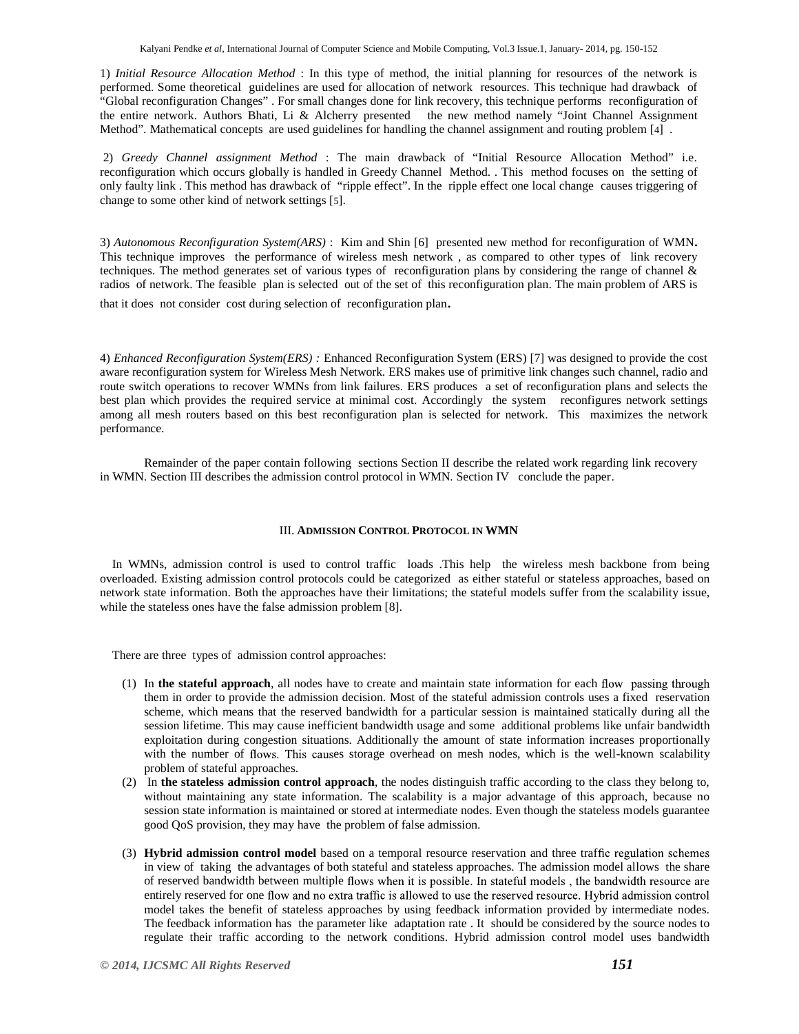1) *Initial Resource Allocation Method* : In this type of method, the initial planning for resources of the network is performed. Some theoretical guidelines are used for allocation of network resources. This technique had drawback of "Global reconfiguration Changes" . For small changes done for link recovery, this technique performs reconfiguration of the entire network. Authors Bhati, Li & Alcherry presented the new method namely "Joint Channel Assignment Method". Mathematical concepts are used guidelines for handling the channel assignment and routing problem [4] .

2) *Greedy Channel assignment Method* : The main drawback of "Initial Resource Allocation Method" i.e. reconfiguration which occurs globally is handled in Greedy Channel Method. . This method focuses on the setting of only faulty link . This method has drawback of "ripple effect". In the ripple effect one local change causes triggering of change to some other kind of network settings [5].

3) *Autonomous Reconfiguration System(ARS)* : Kim and Shin [6] presented new method for reconfiguration of WMN**.** This technique improves the performance of wireless mesh network , as compared to other types of link recovery techniques. The method generates set of various types of reconfiguration plans by considering the range of channel & radios of network. The feasible plan is selected out of the set of this reconfiguration plan. The main problem of ARS is that it does not consider cost during selection of reconfiguration plan**.**

4) *Enhanced Reconfiguration System(ERS) :* Enhanced Reconfiguration System (ERS) [7] was designed to provide the cost aware reconfiguration system for Wireless Mesh Network. ERS makes use of primitive link changes such channel, radio and route switch operations to recover WMNs from link failures. ERS produces a set of reconfiguration plans and selects the best plan which provides the required service at minimal cost. Accordingly the system reconfigures network settings among all mesh routers based on this best reconfiguration plan is selected for network. This maximizes the network performance.

Remainder of the paper contain following sections Section II describe the related work regarding link recovery in WMN. Section III describes the admission control protocol in WMN. Section IV conclude the paper.

## III. Admission Control Protocol in WMN

In WMNs, admission control is used to control traffic loads .This help the wireless mesh backbone from being overloaded. Existing admission control protocols could be categorized as either stateful or stateless approaches, based on network state information. Both the approaches have their limitations; the stateful models suffer from the scalability issue, while the stateless ones have the false admission problem [8].

There are three types of admission control approaches:

(1) In **the stateful approach**, all nodes have to create and maintain state information for each flow passing through them in order to provide the admission decision. Most of the stateful admission controls uses a fixed reservation scheme, which means that the reserved bandwidth for a particular session is maintained statically during all the session lifetime. This may cause inefficient bandwidth usage and some additional problems like unfair bandwidth exploitation during congestion situations. Additionally the amount of state information increases proportionally with the number of flows. This causes storage overhead on mesh nodes, which is the well-known scalability problem of stateful approaches.

(2) In **the stateless admission control approach**, the nodes distinguish traffic according to the class they belong to, without maintaining any state information. The scalability is a major advantage of this approach, because no session state information is maintained or stored at intermediate nodes. Even though the stateless models guarantee good QoS provision, they may have the problem of false admission.

(3) **Hybrid admission control model** based on a temporal resource reservation and three traffic regulation schemes in view of taking the advantages of both stateful and stateless approaches. The admission model allows the share of reserved bandwidth between multiple flows when it is possible. In stateful models , the bandwidth resource are entirely reserved for one flow and no extra traffic is allowed to use the reserved resource. Hybrid admission control model takes the benefit of stateless approaches by using feedback information provided by intermediate nodes. The feedback information has the parameter like adaptation rate . It should be considered by the source nodes to regulate their traffic according to the network conditions. Hybrid admission control model uses bandwidth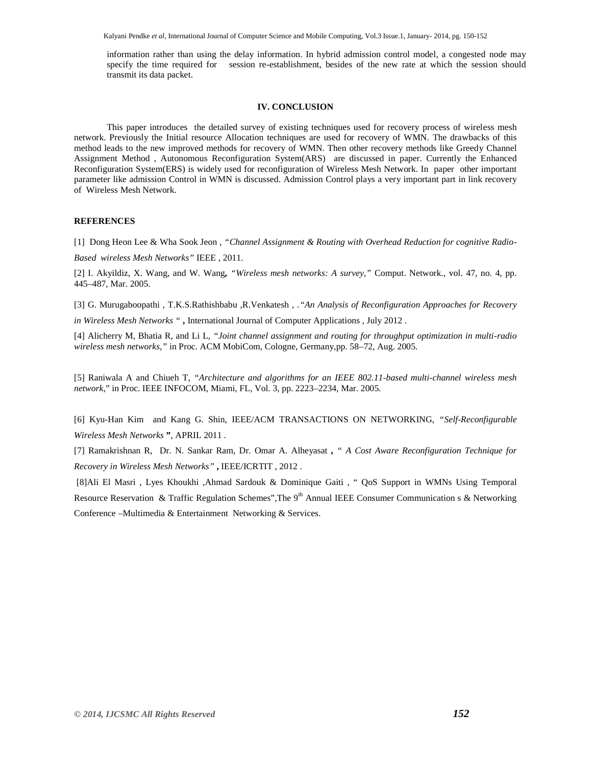information rather than using the delay information. In hybrid admission control model, a congested node may specify the time required for session re-establishment, besides of the new rate at which the session should transmit its data packet.

## IV. CONCLUSION

This paper introduces the detailed survey of existing techniques used for recovery process of wireless mesh network. Previously the Initial resource Allocation techniques are used for recovery of WMN. The drawbacks of this method leads to the new improved methods for recovery of WMN. Then other recovery methods like Greedy Channel Assignment Method , Autonomous Reconfiguration System(ARS) are discussed in paper. Currently the Enhanced Reconfiguration System(ERS) is widely used for reconfiguration of Wireless Mesh Network. In paper other important parameter like admission Control in WMN is discussed. Admission Control plays a very important part in link recovery of Wireless Mesh Network.

## REFERENCES

[1] Dong Heon Lee & Wha Sook Jeon , *"Channel Assignment & Routing with Overhead Reduction for cognitive Radio-Based wireless Mesh Networks"* IEEE , 2011.

[2] I. Akyildiz, X. Wang, and W. Wang**,** *"Wireless mesh networks: A survey,"* Comput. Network., vol. 47, no. 4, pp. 445–487, Mar. 2005.

[3] G. Murugaboopathi , T.K.S.Rathishbabu ,R.Venkatesh , .*"An Analysis of Reconfiguration Approaches for Recovery in Wireless Mesh Networks "* **,** International Journal of Computer Applications , July 2012 .

[4] Alicherry M, Bhatia R, and Li L, *"Joint channel assignment and routing for throughput optimization in multi-radio wireless mesh networks,"* in Proc. ACM MobiCom, Cologne, Germany,pp. 58–72, Aug. 2005.

[5] Raniwala A and Chiueh T, *"Architecture and algorithms for an IEEE 802.11-based multi-channel wireless mesh network,"* in Proc. IEEE INFOCOM, Miami, FL, Vol. 3, pp. 2223–2234, Mar. 2005.

[6] Kyu-Han Kim and Kang G. Shin, IEEE/ACM TRANSACTIONS ON NETWORKING, *"Self-Reconfigurable Wireless Mesh Networks* **"**, APRIL 2011 .

[7] Ramakrishnan R, Dr. N. Sankar Ram, Dr. Omar A. Alheyasat **,** *" A Cost Aware Reconfiguration Technique for Recovery in Wireless Mesh Networks"* **,** IEEE/ICRTIT , 2012 .

[8]Ali El Masri , Lyes Khoukhi ,Ahmad Sardouk & Dominique Gaiti , " QoS Support in WMNs Using Temporal Resource Reservation & Traffic Regulation Schemes",The 9th Annual IEEE Consumer Communication s & Networking Conference –Multimedia & Entertainment Networking & Services.